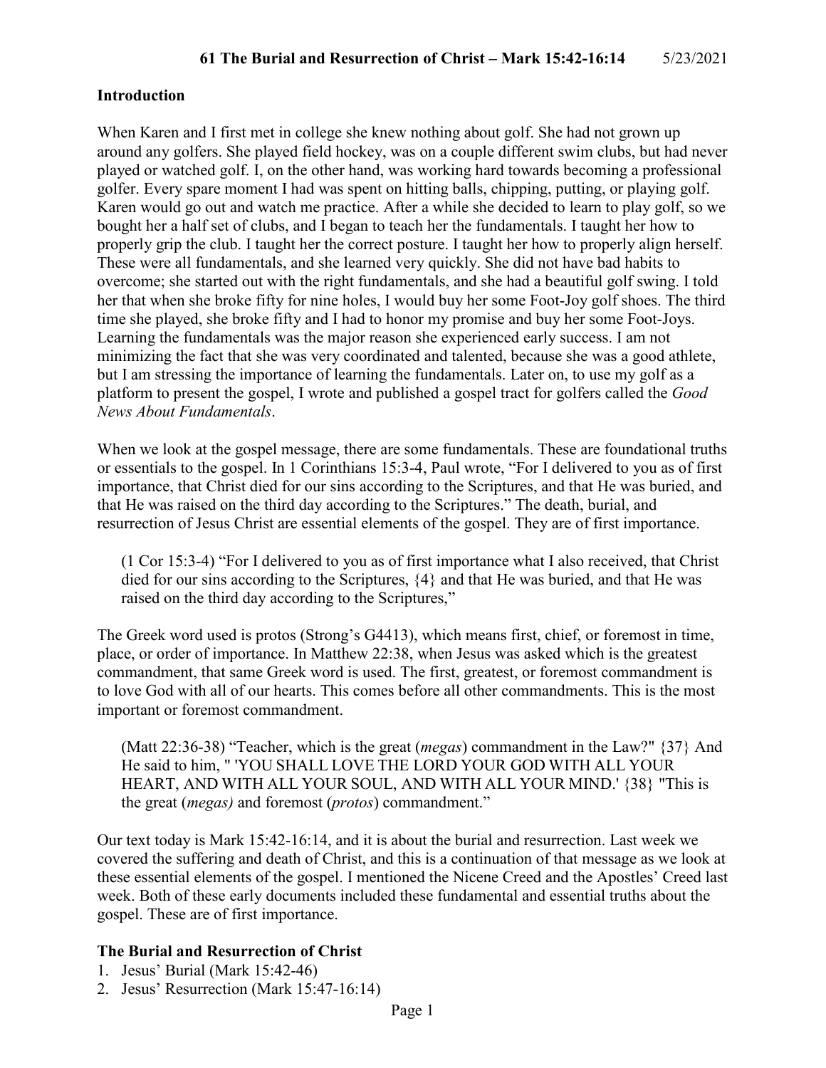**61 The Burial and Resurrection of Christ – Mark 15:42-16:14** 5/23/2021

## Introduction

When Karen and I first met in college she knew nothing about golf. She had not grown up around any golfers. She played field hockey, was on a couple different swim clubs, but had never played or watched golf. I, on the other hand, was working hard towards becoming a professional golfer. Every spare moment I had was spent on hitting balls, chipping, putting, or playing golf. Karen would go out and watch me practice. After a while she decided to learn to play golf, so we bought her a half set of clubs, and I began to teach her the fundamentals. I taught her how to properly grip the club. I taught her the correct posture. I taught her how to properly align herself. These were all fundamentals, and she learned very quickly. She did not have bad habits to overcome; she started out with the right fundamentals, and she had a beautiful golf swing. I told her that when she broke fifty for nine holes, I would buy her some Foot-Joy golf shoes. The third time she played, she broke fifty and I had to honor my promise and buy her some Foot-Joys. Learning the fundamentals was the major reason she experienced early success. I am not minimizing the fact that she was very coordinated and talented, because she was a good athlete, but I am stressing the importance of learning the fundamentals. Later on, to use my golf as a platform to present the gospel, I wrote and published a gospel tract for golfers called the *Good News About Fundamentals*.

When we look at the gospel message, there are some fundamentals. These are foundational truths or essentials to the gospel. In 1 Corinthians 15:3-4, Paul wrote, "For I delivered to you as of first importance, that Christ died for our sins according to the Scriptures, and that He was buried, and that He was raised on the third day according to the Scriptures." The death, burial, and resurrection of Jesus Christ are essential elements of the gospel. They are of first importance.

> (1 Cor 15:3-4) "For I delivered to you as of first importance what I also received, that Christ died for our sins according to the Scriptures, {4} and that He was buried, and that He was raised on the third day according to the Scriptures,"

The Greek word used is protos (Strong's G4413), which means first, chief, or foremost in time, place, or order of importance. In Matthew 22:38, when Jesus was asked which is the greatest commandment, that same Greek word is used. The first, greatest, or foremost commandment is to love God with all of our hearts. This comes before all other commandments. This is the most important or foremost commandment.

> (Matt 22:36-38) "Teacher, which is the great (*megas*) commandment in the Law?" {37} And He said to him, " 'YOU SHALL LOVE THE LORD YOUR GOD WITH ALL YOUR HEART, AND WITH ALL YOUR SOUL, AND WITH ALL YOUR MIND.' {38} "This is the great (*megas)* and foremost (*protos*) commandment."

Our text today is Mark 15:42-16:14, and it is about the burial and resurrection. Last week we covered the suffering and death of Christ, and this is a continuation of that message as we look at these essential elements of the gospel. I mentioned the Nicene Creed and the Apostles' Creed last week. Both of these early documents included these fundamental and essential truths about the gospel. These are of first importance.

## The Burial and Resurrection of Christ

1. Jesus' Burial (Mark 15:42-46)
2. Jesus' Resurrection (Mark 15:47-16:14)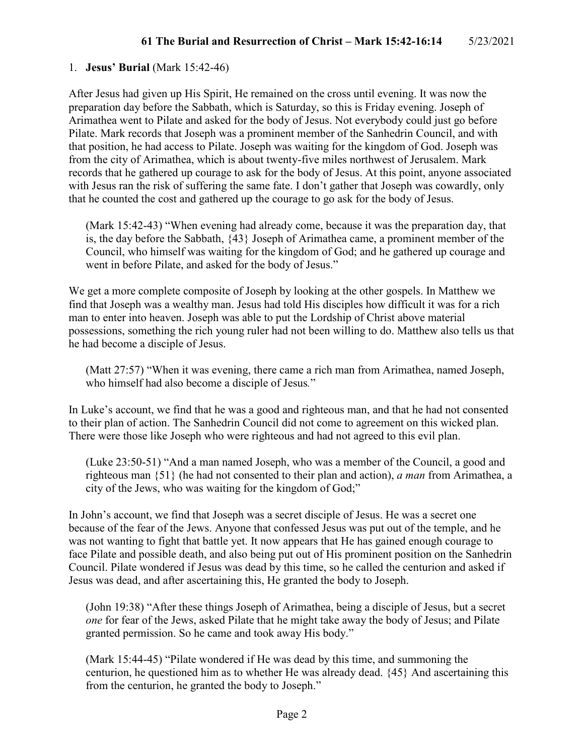## 61 The Burial and Resurrection of Christ – Mark 15:42-16:14 5/23/2021

1. **Jesus' Burial** (Mark 15:42-46)

After Jesus had given up His Spirit, He remained on the cross until evening. It was now the preparation day before the Sabbath, which is Saturday, so this is Friday evening. Joseph of Arimathea went to Pilate and asked for the body of Jesus. Not everybody could just go before Pilate. Mark records that Joseph was a prominent member of the Sanhedrin Council, and with that position, he had access to Pilate. Joseph was waiting for the kingdom of God. Joseph was from the city of Arimathea, which is about twenty-five miles northwest of Jerusalem. Mark records that he gathered up courage to ask for the body of Jesus. At this point, anyone associated with Jesus ran the risk of suffering the same fate. I don't gather that Joseph was cowardly, only that he counted the cost and gathered up the courage to go ask for the body of Jesus.

> (Mark 15:42-43) "When evening had already come, because it was the preparation day, that is, the day before the Sabbath, {43} Joseph of Arimathea came, a prominent member of the Council, who himself was waiting for the kingdom of God; and he gathered up courage and went in before Pilate, and asked for the body of Jesus."

We get a more complete composite of Joseph by looking at the other gospels. In Matthew we find that Joseph was a wealthy man. Jesus had told His disciples how difficult it was for a rich man to enter into heaven. Joseph was able to put the Lordship of Christ above material possessions, something the rich young ruler had not been willing to do. Matthew also tells us that he had become a disciple of Jesus.

> (Matt 27:57) "When it was evening, there came a rich man from Arimathea, named Joseph, who himself had also become a disciple of Jesus."

In Luke's account, we find that he was a good and righteous man, and that he had not consented to their plan of action. The Sanhedrin Council did not come to agreement on this wicked plan. There were those like Joseph who were righteous and had not agreed to this evil plan.

> (Luke 23:50-51) "And a man named Joseph, who was a member of the Council, a good and righteous man {51} (he had not consented to their plan and action), *a man* from Arimathea, a city of the Jews, who was waiting for the kingdom of God;"

In John's account, we find that Joseph was a secret disciple of Jesus. He was a secret one because of the fear of the Jews. Anyone that confessed Jesus was put out of the temple, and he was not wanting to fight that battle yet. It now appears that He has gained enough courage to face Pilate and possible death, and also being put out of His prominent position on the Sanhedrin Council. Pilate wondered if Jesus was dead by this time, so he called the centurion and asked if Jesus was dead, and after ascertaining this, He granted the body to Joseph.

> (John 19:38) "After these things Joseph of Arimathea, being a disciple of Jesus, but a secret *one* for fear of the Jews, asked Pilate that he might take away the body of Jesus; and Pilate granted permission. So he came and took away His body."

> (Mark 15:44-45) "Pilate wondered if He was dead by this time, and summoning the centurion, he questioned him as to whether He was already dead. {45} And ascertaining this from the centurion, he granted the body to Joseph."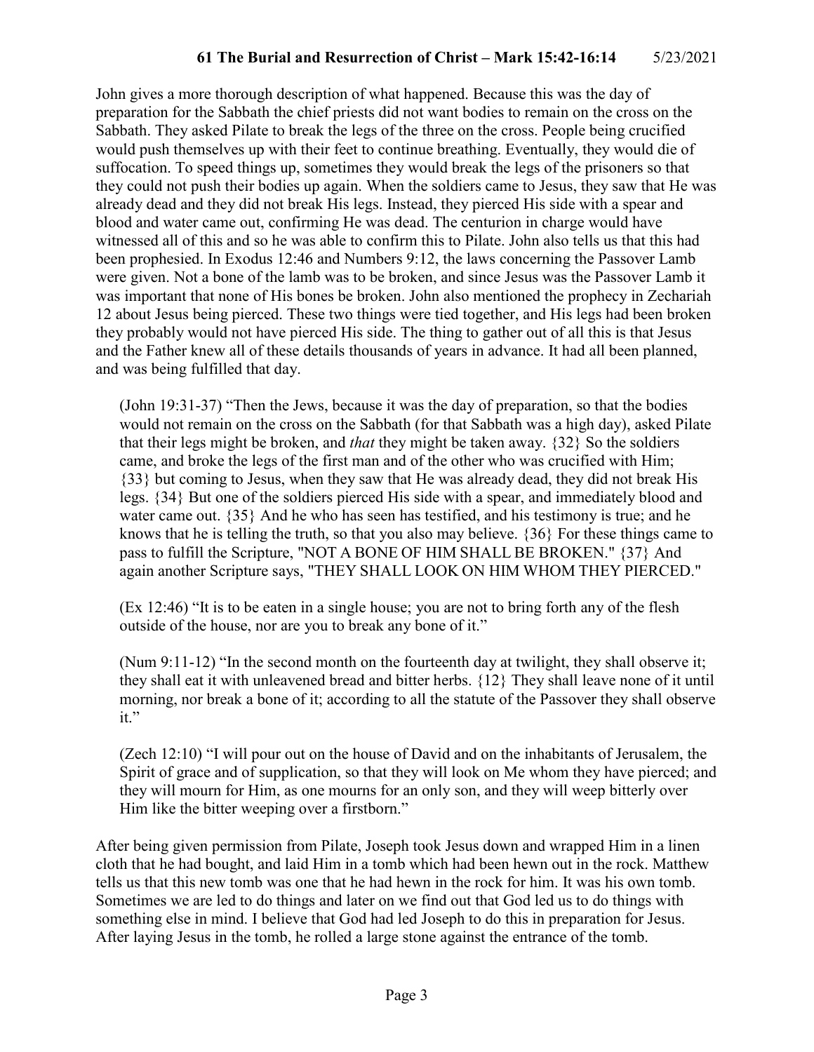John gives a more thorough description of what happened. Because this was the day of preparation for the Sabbath the chief priests did not want bodies to remain on the cross on the Sabbath. They asked Pilate to break the legs of the three on the cross. People being crucified would push themselves up with their feet to continue breathing. Eventually, they would die of suffocation. To speed things up, sometimes they would break the legs of the prisoners so that they could not push their bodies up again. When the soldiers came to Jesus, they saw that He was already dead and they did not break His legs. Instead, they pierced His side with a spear and blood and water came out, confirming He was dead. The centurion in charge would have witnessed all of this and so he was able to confirm this to Pilate. John also tells us that this had been prophesied. In Exodus 12:46 and Numbers 9:12, the laws concerning the Passover Lamb were given. Not a bone of the lamb was to be broken, and since Jesus was the Passover Lamb it was important that none of His bones be broken. John also mentioned the prophecy in Zechariah 12 about Jesus being pierced. These two things were tied together, and His legs had been broken they probably would not have pierced His side. The thing to gather out of all this is that Jesus and the Father knew all of these details thousands of years in advance. It had all been planned, and was being fulfilled that day.

> (John 19:31-37) "Then the Jews, because it was the day of preparation, so that the bodies would not remain on the cross on the Sabbath (for that Sabbath was a high day), asked Pilate that their legs might be broken, and *that* they might be taken away. {32} So the soldiers came, and broke the legs of the first man and of the other who was crucified with Him; {33} but coming to Jesus, when they saw that He was already dead, they did not break His legs. {34} But one of the soldiers pierced His side with a spear, and immediately blood and water came out. {35} And he who has seen has testified, and his testimony is true; and he knows that he is telling the truth, so that you also may believe. {36} For these things came to pass to fulfill the Scripture, "NOT A BONE OF HIM SHALL BE BROKEN." {37} And again another Scripture says, "THEY SHALL LOOK ON HIM WHOM THEY PIERCED."

> (Ex 12:46) "It is to be eaten in a single house; you are not to bring forth any of the flesh outside of the house, nor are you to break any bone of it."

> (Num 9:11-12) "In the second month on the fourteenth day at twilight, they shall observe it; they shall eat it with unleavened bread and bitter herbs. {12} They shall leave none of it until morning, nor break a bone of it; according to all the statute of the Passover they shall observe it."

> (Zech 12:10) "I will pour out on the house of David and on the inhabitants of Jerusalem, the Spirit of grace and of supplication, so that they will look on Me whom they have pierced; and they will mourn for Him, as one mourns for an only son, and they will weep bitterly over Him like the bitter weeping over a firstborn."

After being given permission from Pilate, Joseph took Jesus down and wrapped Him in a linen cloth that he had bought, and laid Him in a tomb which had been hewn out in the rock. Matthew tells us that this new tomb was one that he had hewn in the rock for him. It was his own tomb. Sometimes we are led to do things and later on we find out that God led us to do things with something else in mind. I believe that God had led Joseph to do this in preparation for Jesus. After laying Jesus in the tomb, he rolled a large stone against the entrance of the tomb.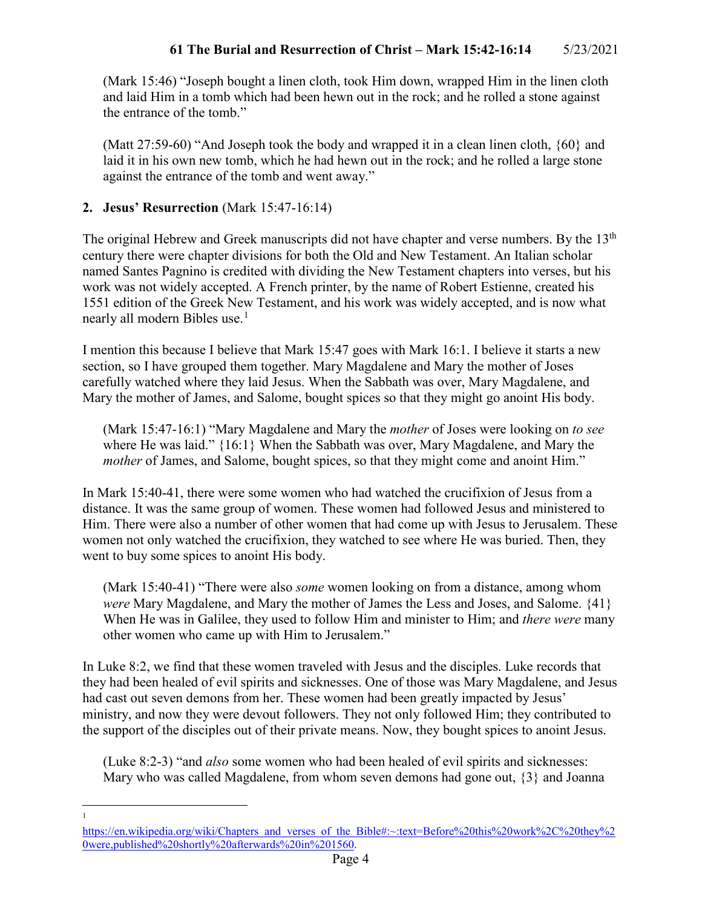(Mark 15:46) "Joseph bought a linen cloth, took Him down, wrapped Him in the linen cloth and laid Him in a tomb which had been hewn out in the rock; and he rolled a stone against the entrance of the tomb."

(Matt 27:59-60) "And Joseph took the body and wrapped it in a clean linen cloth, {60} and laid it in his own new tomb, which he had hewn out in the rock; and he rolled a large stone against the entrance of the tomb and went away."

**2. Jesus' Resurrection** (Mark 15:47-16:14)

The original Hebrew and Greek manuscripts did not have chapter and verse numbers. By the 13th century there were chapter divisions for both the Old and New Testament. An Italian scholar named Santes Pagnino is credited with dividing the New Testament chapters into verses, but his work was not widely accepted. A French printer, by the name of Robert Estienne, created his 1551 edition of the Greek New Testament, and his work was widely accepted, and is now what nearly all modern Bibles use.[1]

I mention this because I believe that Mark 15:47 goes with Mark 16:1. I believe it starts a new section, so I have grouped them together. Mary Magdalene and Mary the mother of Joses carefully watched where they laid Jesus. When the Sabbath was over, Mary Magdalene, and Mary the mother of James, and Salome, bought spices so that they might go anoint His body.

(Mark 15:47-16:1) "Mary Magdalene and Mary the *mother* of Joses were looking on *to see* where He was laid." {16:1} When the Sabbath was over, Mary Magdalene, and Mary the *mother* of James, and Salome, bought spices, so that they might come and anoint Him."

In Mark 15:40-41, there were some women who had watched the crucifixion of Jesus from a distance. It was the same group of women. These women had followed Jesus and ministered to Him. There were also a number of other women that had come up with Jesus to Jerusalem. These women not only watched the crucifixion, they watched to see where He was buried. Then, they went to buy some spices to anoint His body.

(Mark 15:40-41) "There were also *some* women looking on from a distance, among whom *were* Mary Magdalene, and Mary the mother of James the Less and Joses, and Salome. {41} When He was in Galilee, they used to follow Him and minister to Him; and *there were* many other women who came up with Him to Jerusalem."

In Luke 8:2, we find that these women traveled with Jesus and the disciples. Luke records that they had been healed of evil spirits and sicknesses. One of those was Mary Magdalene, and Jesus had cast out seven demons from her. These women had been greatly impacted by Jesus' ministry, and now they were devout followers. They not only followed Him; they contributed to the support of the disciples out of their private means. Now, they bought spices to anoint Jesus.

(Luke 8:2-3) "and *also* some women who had been healed of evil spirits and sicknesses: Mary who was called Magdalene, from whom seven demons had gone out, {3} and Joanna

---

[1] https://en.wikipedia.org/wiki/Chapters_and_verses_of_the_Bible#:~:text=Before%20this%20work%2C%20they%20were,published%20shortly%20afterwards%20in%201560.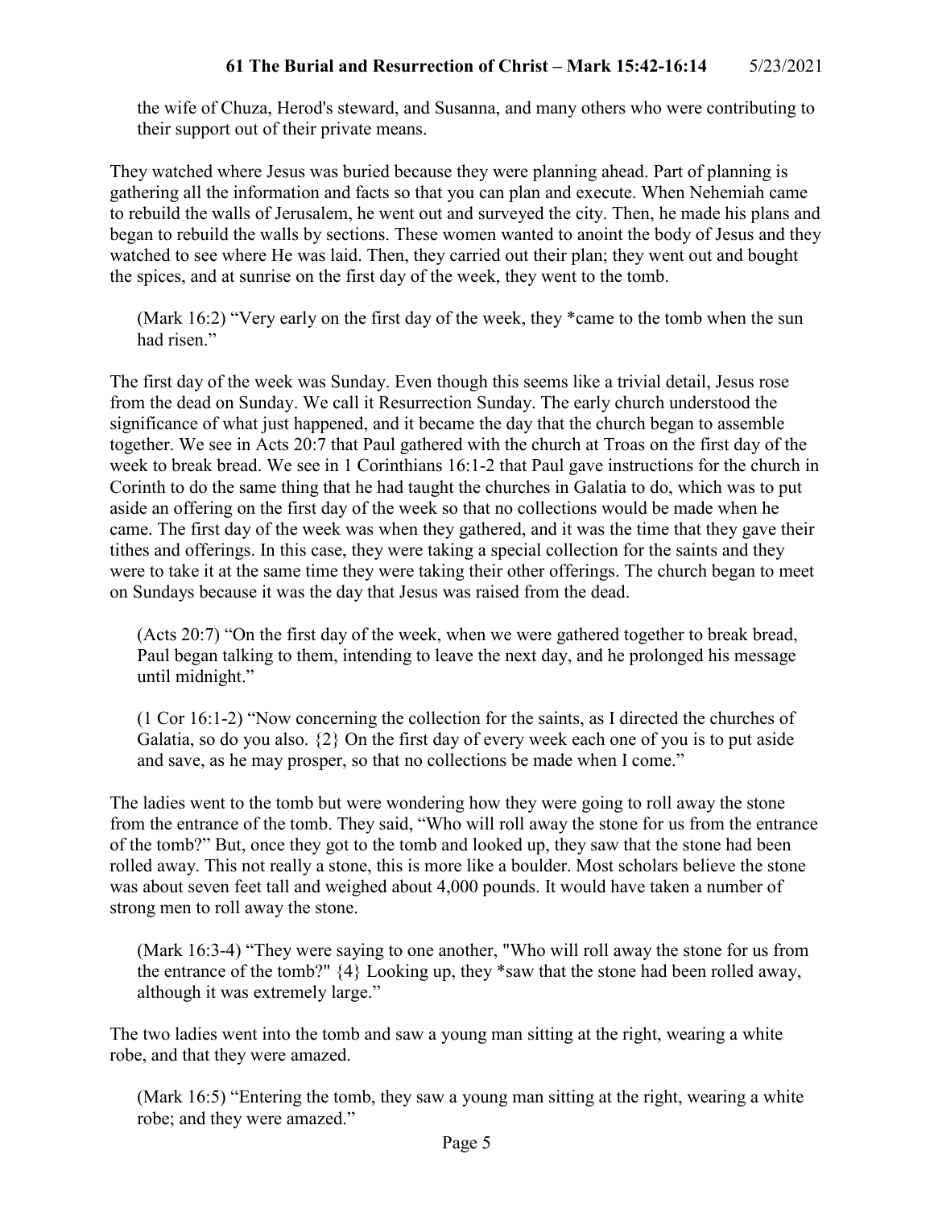the wife of Chuza, Herod's steward, and Susanna, and many others who were contributing to their support out of their private means.

They watched where Jesus was buried because they were planning ahead. Part of planning is gathering all the information and facts so that you can plan and execute. When Nehemiah came to rebuild the walls of Jerusalem, he went out and surveyed the city. Then, he made his plans and began to rebuild the walls by sections. These women wanted to anoint the body of Jesus and they watched to see where He was laid. Then, they carried out their plan; they went out and bought the spices, and at sunrise on the first day of the week, they went to the tomb.

> (Mark 16:2) "Very early on the first day of the week, they *came to the tomb when the sun had risen."

The first day of the week was Sunday. Even though this seems like a trivial detail, Jesus rose from the dead on Sunday. We call it Resurrection Sunday. The early church understood the significance of what just happened, and it became the day that the church began to assemble together. We see in Acts 20:7 that Paul gathered with the church at Troas on the first day of the week to break bread. We see in 1 Corinthians 16:1-2 that Paul gave instructions for the church in Corinth to do the same thing that he had taught the churches in Galatia to do, which was to put aside an offering on the first day of the week so that no collections would be made when he came. The first day of the week was when they gathered, and it was the time that they gave their tithes and offerings. In this case, they were taking a special collection for the saints and they were to take it at the same time they were taking their other offerings. The church began to meet on Sundays because it was the day that Jesus was raised from the dead.

> (Acts 20:7) "On the first day of the week, when we were gathered together to break bread, Paul began talking to them, intending to leave the next day, and he prolonged his message until midnight."

> (1 Cor 16:1-2) "Now concerning the collection for the saints, as I directed the churches of Galatia, so do you also. {2} On the first day of every week each one of you is to put aside and save, as he may prosper, so that no collections be made when I come."

The ladies went to the tomb but were wondering how they were going to roll away the stone from the entrance of the tomb. They said, "Who will roll away the stone for us from the entrance of the tomb?" But, once they got to the tomb and looked up, they saw that the stone had been rolled away. This not really a stone, this is more like a boulder. Most scholars believe the stone was about seven feet tall and weighed about 4,000 pounds. It would have taken a number of strong men to roll away the stone.

> (Mark 16:3-4) "They were saying to one another, "Who will roll away the stone for us from the entrance of the tomb?" {4} Looking up, they *saw that the stone had been rolled away, although it was extremely large."

The two ladies went into the tomb and saw a young man sitting at the right, wearing a white robe, and that they were amazed.

> (Mark 16:5) "Entering the tomb, they saw a young man sitting at the right, wearing a white robe; and they were amazed."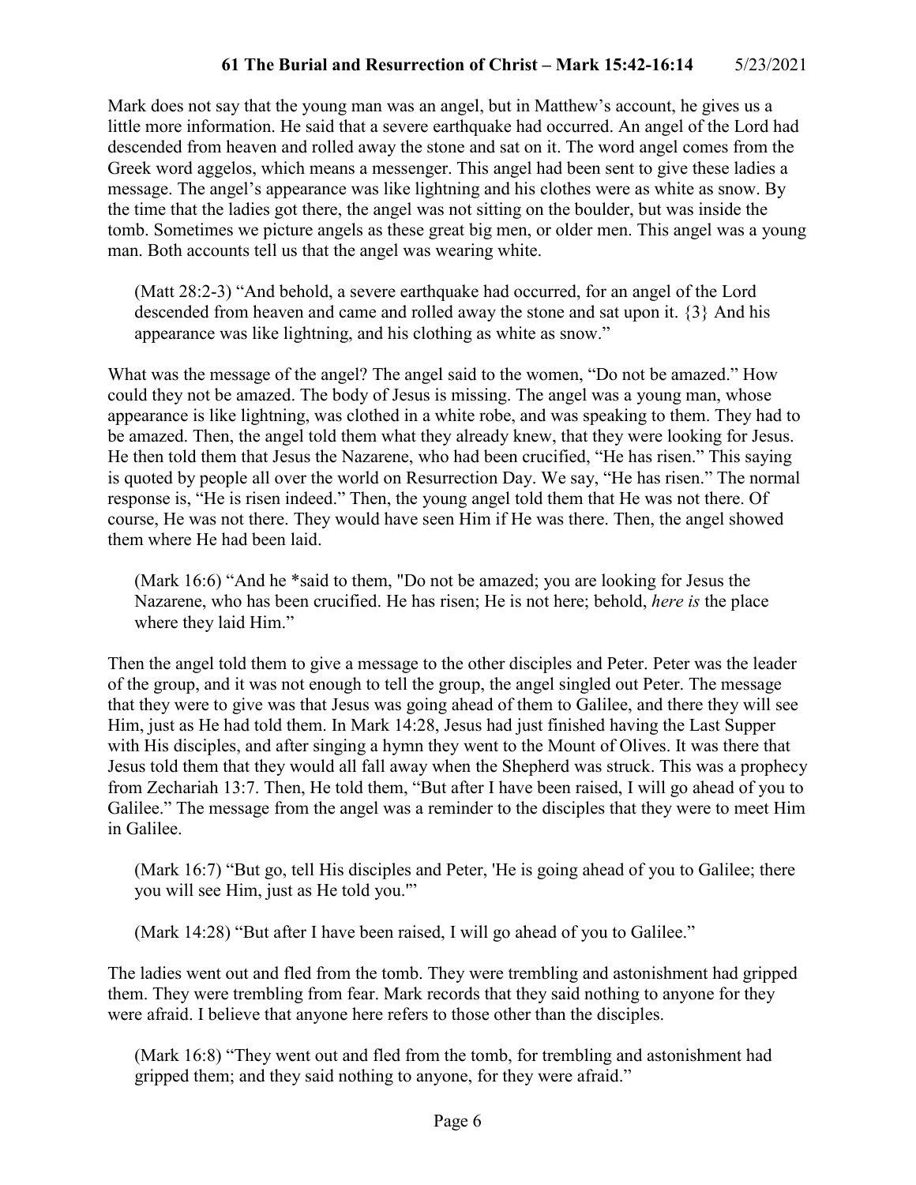Mark does not say that the young man was an angel, but in Matthew's account, he gives us a little more information. He said that a severe earthquake had occurred. An angel of the Lord had descended from heaven and rolled away the stone and sat on it. The word angel comes from the Greek word aggelos, which means a messenger. This angel had been sent to give these ladies a message. The angel's appearance was like lightning and his clothes were as white as snow. By the time that the ladies got there, the angel was not sitting on the boulder, but was inside the tomb. Sometimes we picture angels as these great big men, or older men. This angel was a young man. Both accounts tell us that the angel was wearing white.

> (Matt 28:2-3) "And behold, a severe earthquake had occurred, for an angel of the Lord descended from heaven and came and rolled away the stone and sat upon it. {3} And his appearance was like lightning, and his clothing as white as snow."

What was the message of the angel? The angel said to the women, "Do not be amazed." How could they not be amazed. The body of Jesus is missing. The angel was a young man, whose appearance is like lightning, was clothed in a white robe, and was speaking to them. They had to be amazed. Then, the angel told them what they already knew, that they were looking for Jesus. He then told them that Jesus the Nazarene, who had been crucified, "He has risen." This saying is quoted by people all over the world on Resurrection Day. We say, "He has risen." The normal response is, "He is risen indeed." Then, the young angel told them that He was not there. Of course, He was not there. They would have seen Him if He was there. Then, the angel showed them where He had been laid.

> (Mark 16:6) "And he *said to them, "Do not be amazed; you are looking for Jesus the Nazarene, who has been crucified. He has risen; He is not here; behold, *here is* the place where they laid Him."

Then the angel told them to give a message to the other disciples and Peter. Peter was the leader of the group, and it was not enough to tell the group, the angel singled out Peter. The message that they were to give was that Jesus was going ahead of them to Galilee, and there they will see Him, just as He had told them. In Mark 14:28, Jesus had just finished having the Last Supper with His disciples, and after singing a hymn they went to the Mount of Olives. It was there that Jesus told them that they would all fall away when the Shepherd was struck. This was a prophecy from Zechariah 13:7. Then, He told them, "But after I have been raised, I will go ahead of you to Galilee." The message from the angel was a reminder to the disciples that they were to meet Him in Galilee.

> (Mark 16:7) "But go, tell His disciples and Peter, 'He is going ahead of you to Galilee; there you will see Him, just as He told you.'"

> (Mark 14:28) "But after I have been raised, I will go ahead of you to Galilee."

The ladies went out and fled from the tomb. They were trembling and astonishment had gripped them. They were trembling from fear. Mark records that they said nothing to anyone for they were afraid. I believe that anyone here refers to those other than the disciples.

> (Mark 16:8) "They went out and fled from the tomb, for trembling and astonishment had gripped them; and they said nothing to anyone, for they were afraid."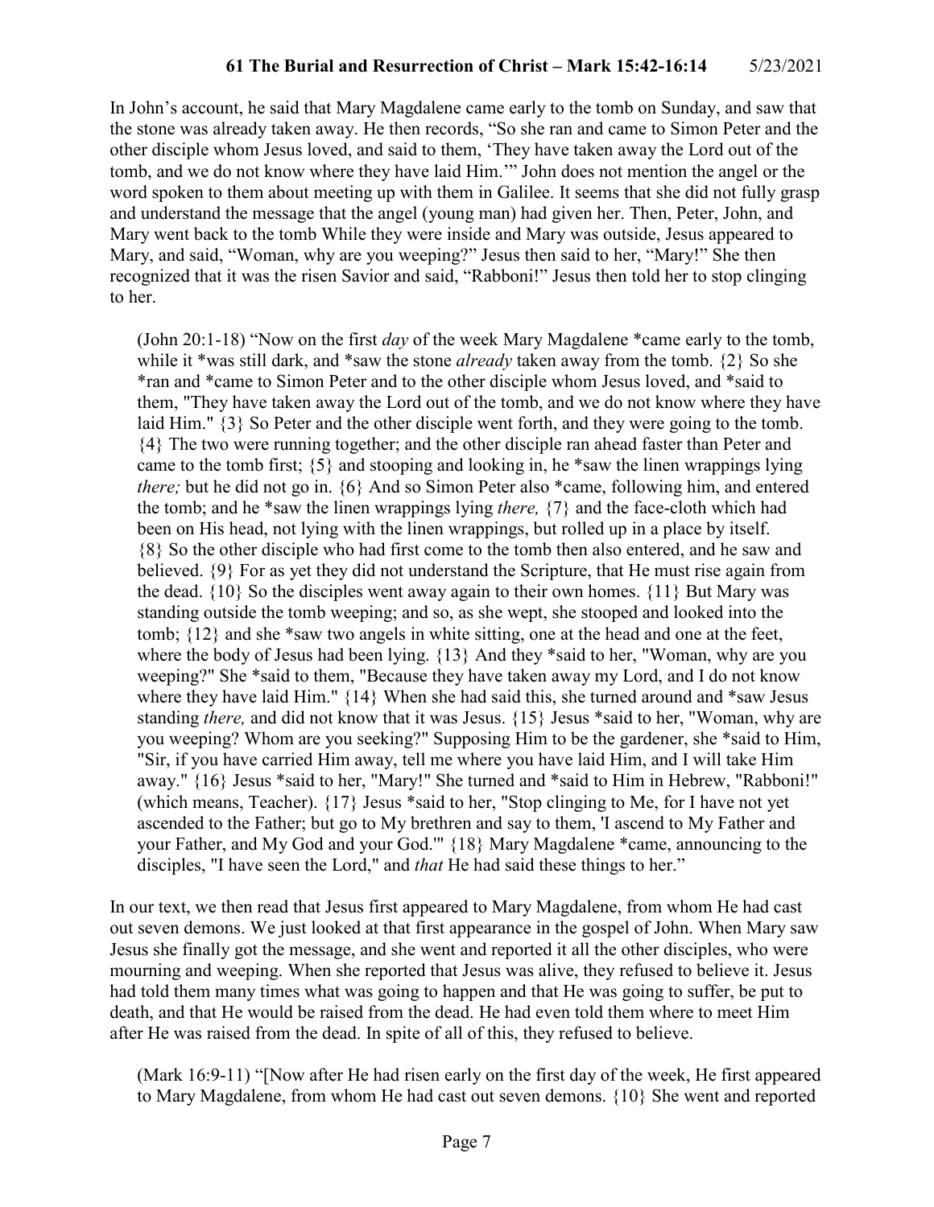In John's account, he said that Mary Magdalene came early to the tomb on Sunday, and saw that the stone was already taken away. He then records, "So she ran and came to Simon Peter and the other disciple whom Jesus loved, and said to them, 'They have taken away the Lord out of the tomb, and we do not know where they have laid Him.'" John does not mention the angel or the word spoken to them about meeting up with them in Galilee. It seems that she did not fully grasp and understand the message that the angel (young man) had given her. Then, Peter, John, and Mary went back to the tomb While they were inside and Mary was outside, Jesus appeared to Mary, and said, "Woman, why are you weeping?" Jesus then said to her, "Mary!" She then recognized that it was the risen Savior and said, "Rabboni!" Jesus then told her to stop clinging to her.

> (John 20:1-18) "Now on the first *day* of the week Mary Magdalene *came early to the tomb, while it *was still dark, and *saw the stone *already* taken away from the tomb. {2} So she *ran and *came to Simon Peter and to the other disciple whom Jesus loved, and *said to them, "They have taken away the Lord out of the tomb, and we do not know where they have laid Him." {3} So Peter and the other disciple went forth, and they were going to the tomb. {4} The two were running together; and the other disciple ran ahead faster than Peter and came to the tomb first; {5} and stooping and looking in, he *saw the linen wrappings lying *there;* but he did not go in. {6} And so Simon Peter also *came, following him, and entered the tomb; and he *saw the linen wrappings lying *there,* {7} and the face-cloth which had been on His head, not lying with the linen wrappings, but rolled up in a place by itself. {8} So the other disciple who had first come to the tomb then also entered, and he saw and believed. {9} For as yet they did not understand the Scripture, that He must rise again from the dead. {10} So the disciples went away again to their own homes. {11} But Mary was standing outside the tomb weeping; and so, as she wept, she stooped and looked into the tomb; {12} and she *saw two angels in white sitting, one at the head and one at the feet, where the body of Jesus had been lying. {13} And they *said to her, "Woman, why are you weeping?" She *said to them, "Because they have taken away my Lord, and I do not know where they have laid Him." {14} When she had said this, she turned around and *saw Jesus standing *there,* and did not know that it was Jesus. {15} Jesus *said to her, "Woman, why are you weeping? Whom are you seeking?" Supposing Him to be the gardener, she *said to Him, "Sir, if you have carried Him away, tell me where you have laid Him, and I will take Him away." {16} Jesus *said to her, "Mary!" She turned and *said to Him in Hebrew, "Rabboni!" (which means, Teacher). {17} Jesus *said to her, "Stop clinging to Me, for I have not yet ascended to the Father; but go to My brethren and say to them, 'I ascend to My Father and your Father, and My God and your God.'" {18} Mary Magdalene *came, announcing to the disciples, "I have seen the Lord," and *that* He had said these things to her."

In our text, we then read that Jesus first appeared to Mary Magdalene, from whom He had cast out seven demons. We just looked at that first appearance in the gospel of John. When Mary saw Jesus she finally got the message, and she went and reported it all the other disciples, who were mourning and weeping. When she reported that Jesus was alive, they refused to believe it. Jesus had told them many times what was going to happen and that He was going to suffer, be put to death, and that He would be raised from the dead. He had even told them where to meet Him after He was raised from the dead. In spite of all of this, they refused to believe.

> (Mark 16:9-11) "[Now after He had risen early on the first day of the week, He first appeared to Mary Magdalene, from whom He had cast out seven demons. {10} She went and reported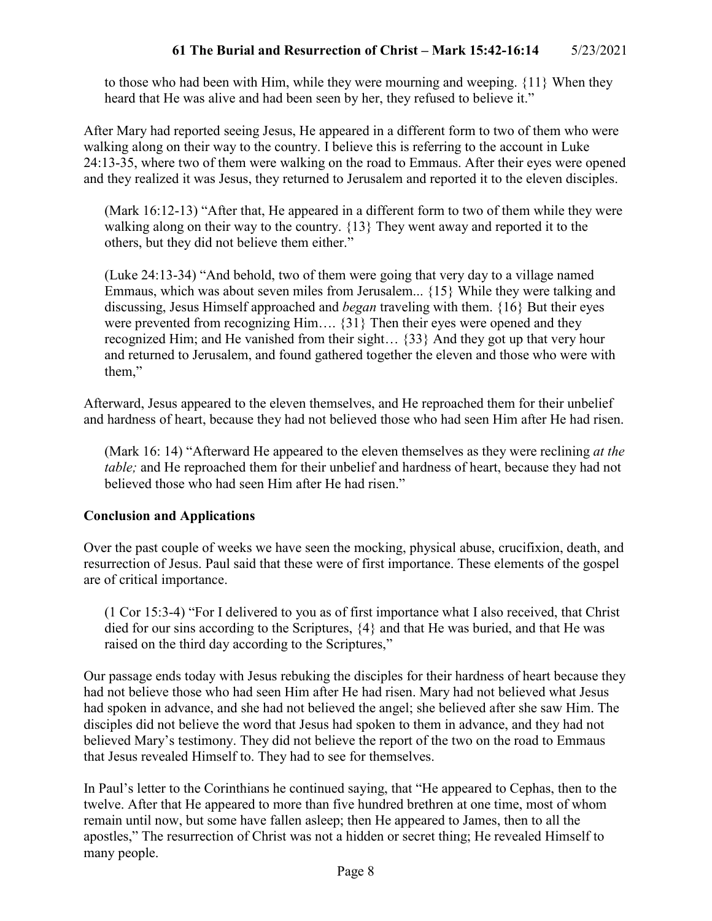to those who had been with Him, while they were mourning and weeping. {11} When they heard that He was alive and had been seen by her, they refused to believe it."

After Mary had reported seeing Jesus, He appeared in a different form to two of them who were walking along on their way to the country. I believe this is referring to the account in Luke 24:13-35, where two of them were walking on the road to Emmaus. After their eyes were opened and they realized it was Jesus, they returned to Jerusalem and reported it to the eleven disciples.

> (Mark 16:12-13) "After that, He appeared in a different form to two of them while they were walking along on their way to the country. {13} They went away and reported it to the others, but they did not believe them either."

> (Luke 24:13-34) "And behold, two of them were going that very day to a village named Emmaus, which was about seven miles from Jerusalem... {15} While they were talking and discussing, Jesus Himself approached and *began* traveling with them. {16} But their eyes were prevented from recognizing Him…. {31} Then their eyes were opened and they recognized Him; and He vanished from their sight… {33} And they got up that very hour and returned to Jerusalem, and found gathered together the eleven and those who were with them,"

Afterward, Jesus appeared to the eleven themselves, and He reproached them for their unbelief and hardness of heart, because they had not believed those who had seen Him after He had risen.

> (Mark 16: 14) "Afterward He appeared to the eleven themselves as they were reclining *at the table;* and He reproached them for their unbelief and hardness of heart, because they had not believed those who had seen Him after He had risen."

**Conclusion and Applications**

Over the past couple of weeks we have seen the mocking, physical abuse, crucifixion, death, and resurrection of Jesus. Paul said that these were of first importance. These elements of the gospel are of critical importance.

> (1 Cor 15:3-4) "For I delivered to you as of first importance what I also received, that Christ died for our sins according to the Scriptures, {4} and that He was buried, and that He was raised on the third day according to the Scriptures,"

Our passage ends today with Jesus rebuking the disciples for their hardness of heart because they had not believe those who had seen Him after He had risen. Mary had not believed what Jesus had spoken in advance, and she had not believed the angel; she believed after she saw Him. The disciples did not believe the word that Jesus had spoken to them in advance, and they had not believed Mary's testimony. They did not believe the report of the two on the road to Emmaus that Jesus revealed Himself to. They had to see for themselves.

In Paul's letter to the Corinthians he continued saying, that "He appeared to Cephas, then to the twelve. After that He appeared to more than five hundred brethren at one time, most of whom remain until now, but some have fallen asleep; then He appeared to James, then to all the apostles," The resurrection of Christ was not a hidden or secret thing; He revealed Himself to many people.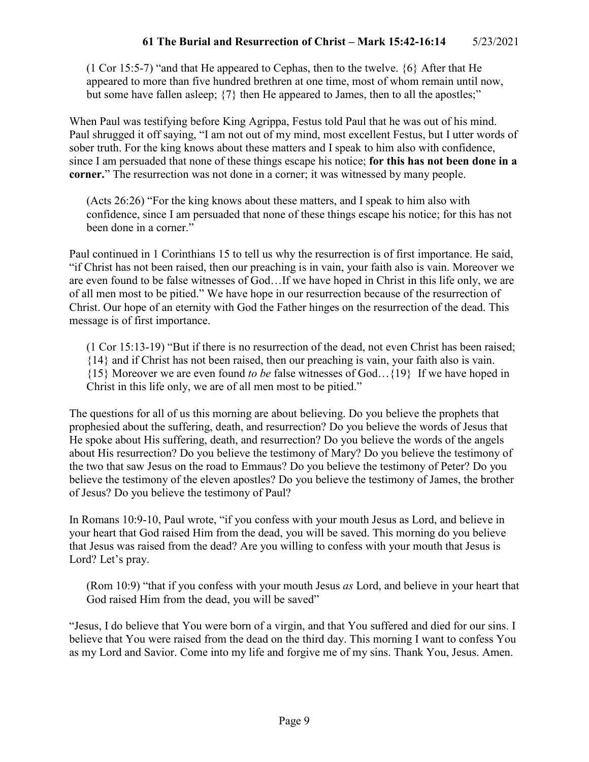(1 Cor 15:5-7) "and that He appeared to Cephas, then to the twelve. {6} After that He appeared to more than five hundred brethren at one time, most of whom remain until now, but some have fallen asleep; {7} then He appeared to James, then to all the apostles;"

When Paul was testifying before King Agrippa, Festus told Paul that he was out of his mind. Paul shrugged it off saying, "I am not out of my mind, most excellent Festus, but I utter words of sober truth. For the king knows about these matters and I speak to him also with confidence, since I am persuaded that none of these things escape his notice; **for this has not been done in a corner.**" The resurrection was not done in a corner; it was witnessed by many people.

(Acts 26:26) "For the king knows about these matters, and I speak to him also with confidence, since I am persuaded that none of these things escape his notice; for this has not been done in a corner."

Paul continued in 1 Corinthians 15 to tell us why the resurrection is of first importance. He said, "if Christ has not been raised, then our preaching is in vain, your faith also is vain. Moreover we are even found to be false witnesses of God…If we have hoped in Christ in this life only, we are of all men most to be pitied." We have hope in our resurrection because of the resurrection of Christ. Our hope of an eternity with God the Father hinges on the resurrection of the dead. This message is of first importance.

(1 Cor 15:13-19) "But if there is no resurrection of the dead, not even Christ has been raised; {14} and if Christ has not been raised, then our preaching is vain, your faith also is vain. {15} Moreover we are even found *to be* false witnesses of God…{19} If we have hoped in Christ in this life only, we are of all men most to be pitied."

The questions for all of us this morning are about believing. Do you believe the prophets that prophesied about the suffering, death, and resurrection? Do you believe the words of Jesus that He spoke about His suffering, death, and resurrection? Do you believe the words of the angels about His resurrection? Do you believe the testimony of Mary? Do you believe the testimony of the two that saw Jesus on the road to Emmaus? Do you believe the testimony of Peter? Do you believe the testimony of the eleven apostles? Do you believe the testimony of James, the brother of Jesus? Do you believe the testimony of Paul?

In Romans 10:9-10, Paul wrote, "if you confess with your mouth Jesus as Lord, and believe in your heart that God raised Him from the dead, you will be saved. This morning do you believe that Jesus was raised from the dead? Are you willing to confess with your mouth that Jesus is Lord? Let's pray.

(Rom 10:9) "that if you confess with your mouth Jesus *as* Lord, and believe in your heart that God raised Him from the dead, you will be saved"

"Jesus, I do believe that You were born of a virgin, and that You suffered and died for our sins. I believe that You were raised from the dead on the third day. This morning I want to confess You as my Lord and Savior. Come into my life and forgive me of my sins. Thank You, Jesus. Amen.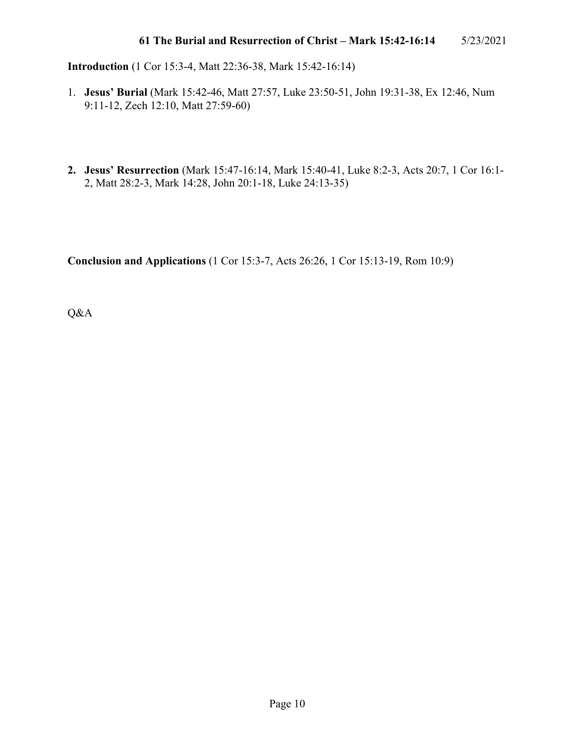**61 The Burial and Resurrection of Christ – Mark 15:42-16:14** 5/23/2021

**Introduction** (1 Cor 15:3-4, Matt 22:36-38, Mark 15:42-16:14)

1. **Jesus' Burial** (Mark 15:42-46, Matt 27:57, Luke 23:50-51, John 19:31-38, Ex 12:46, Num 9:11-12, Zech 12:10, Matt 27:59-60)

2. **Jesus' Resurrection** (Mark 15:47-16:14, Mark 15:40-41, Luke 8:2-3, Acts 20:7, 1 Cor 16:1-2, Matt 28:2-3, Mark 14:28, John 20:1-18, Luke 24:13-35)

**Conclusion and Applications** (1 Cor 15:3-7, Acts 26:26, 1 Cor 15:13-19, Rom 10:9)

Q&A